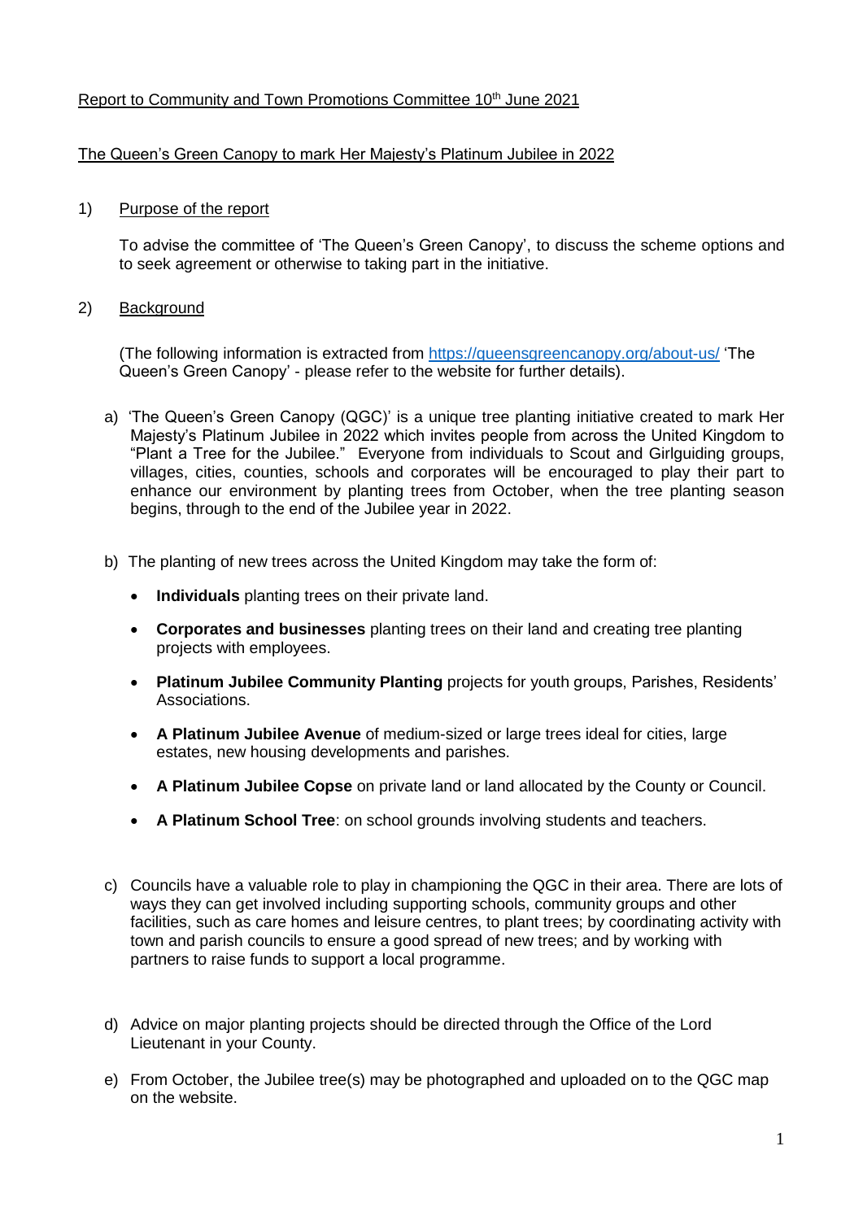Report to Community and Town Promotions Committee 10th June 2021

The Queen's Green Canopy to mark Her Majesty's Platinum Jubilee in 2022

1) Purpose of the report

To advise the committee of 'The Queen's Green Canopy', to discuss the scheme options and to seek agreement or otherwise to taking part in the initiative.

2) Background

(The following information is extracted from [https://queensgreencanopy.org/about-us/](https://queensgreencanopy.org/about-us/) 'The Queen's Green Canopy' - please refer to the website for further details).

a) 'The Queen's Green Canopy (QGC)' is a unique tree planting initiative created to mark Her Majesty's Platinum Jubilee in 2022 which invites people from across the United Kingdom to "Plant a Tree for the Jubilee." Everyone from individuals to Scout and Girlguiding groups, villages, cities, counties, schools and corporates will be encouraged to play their part to enhance our environment by planting trees from October, when the tree planting season begins, through to the end of the Jubilee year in 2022.

b) The planting of new trees across the United Kingdom may take the form of:

- **Individuals** planting trees on their private land.
- **Corporates and businesses** planting trees on their land and creating tree planting projects with employees.
- **Platinum Jubilee Community Planting** projects for youth groups, Parishes, Residents' Associations.
- **A Platinum Jubilee Avenue** of medium-sized or large trees ideal for cities, large estates, new housing developments and parishes.
- **A Platinum Jubilee Copse** on private land or land allocated by the County or Council.
- **A Platinum School Tree**: on school grounds involving students and teachers.

c) Councils have a valuable role to play in championing the QGC in their area. There are lots of ways they can get involved including supporting schools, community groups and other facilities, such as care homes and leisure centres, to plant trees; by coordinating activity with town and parish councils to ensure a good spread of new trees; and by working with partners to raise funds to support a local programme.

d) Advice on major planting projects should be directed through the Office of the Lord Lieutenant in your County.

e) From October, the Jubilee tree(s) may be photographed and uploaded on to the QGC map on the website.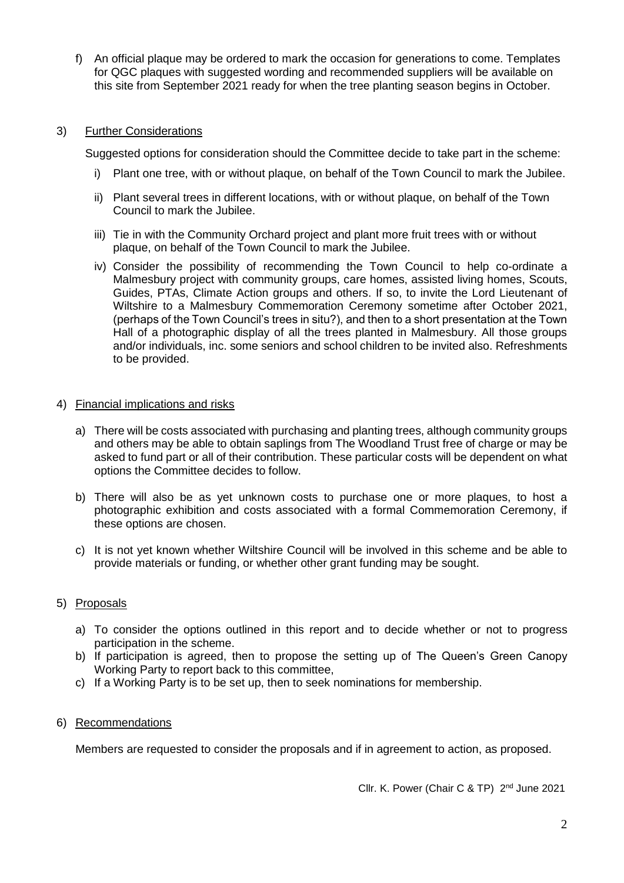f) An official plaque may be ordered to mark the occasion for generations to come. Templates for QGC plaques with suggested wording and recommended suppliers will be available on this site from September 2021 ready for when the tree planting season begins in October.

3) Further Considerations

Suggested options for consideration should the Committee decide to take part in the scheme:

i) Plant one tree, with or without plaque, on behalf of the Town Council to mark the Jubilee.

ii) Plant several trees in different locations, with or without plaque, on behalf of the Town Council to mark the Jubilee.

iii) Tie in with the Community Orchard project and plant more fruit trees with or without plaque, on behalf of the Town Council to mark the Jubilee.

iv) Consider the possibility of recommending the Town Council to help co-ordinate a Malmesbury project with community groups, care homes, assisted living homes, Scouts, Guides, PTAs, Climate Action groups and others. If so, to invite the Lord Lieutenant of Wiltshire to a Malmesbury Commemoration Ceremony sometime after October 2021, (perhaps of the Town Council's trees in situ?), and then to a short presentation at the Town Hall of a photographic display of all the trees planted in Malmesbury. All those groups and/or individuals, inc. some seniors and school children to be invited also. Refreshments to be provided.

4) Financial implications and risks

a) There will be costs associated with purchasing and planting trees, although community groups and others may be able to obtain saplings from The Woodland Trust free of charge or may be asked to fund part or all of their contribution. These particular costs will be dependent on what options the Committee decides to follow.

b) There will also be as yet unknown costs to purchase one or more plaques, to host a photographic exhibition and costs associated with a formal Commemoration Ceremony, if these options are chosen.

c) It is not yet known whether Wiltshire Council will be involved in this scheme and be able to provide materials or funding, or whether other grant funding may be sought.

5) Proposals

a) To consider the options outlined in this report and to decide whether or not to progress participation in the scheme.
b) If participation is agreed, then to propose the setting up of The Queen's Green Canopy Working Party to report back to this committee,
c) If a Working Party is to be set up, then to seek nominations for membership.

6) Recommendations

Members are requested to consider the proposals and if in agreement to action, as proposed.

Cllr. K. Power (Chair C & TP) 2nd June 2021